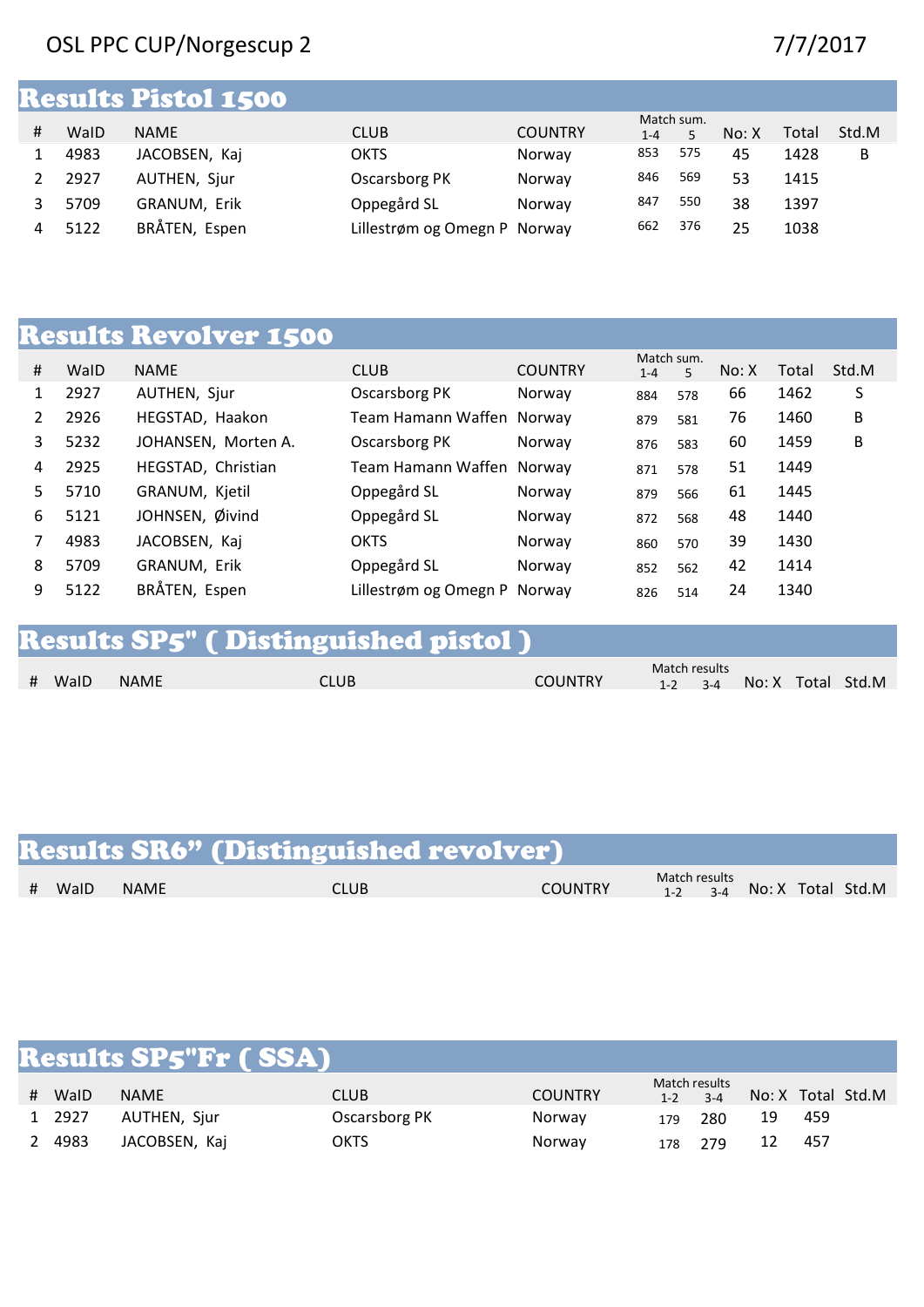OSL PPC CUP/Norgescup 2 7/7/2017

## Results Pistol 1500

| # | WaID | NAME | CLUB | COUNTRY | Match sum. 1-4 | Match sum. 5 | No: X | Total | Std.M |
|---|---|---|---|---|---|---|---|---|---|
| 1 | 4983 | JACOBSEN, Kaj | OKTS | Norway | 853 | 575 | 45 | 1428 | B |
| 2 | 2927 | AUTHEN, Sjur | Oscarsborg PK | Norway | 846 | 569 | 53 | 1415 | |
| 3 | 5709 | GRANUM, Erik | Oppegård SL | Norway | 847 | 550 | 38 | 1397 | |
| 4 | 5122 | BRÅTEN, Espen | Lillestrøm og Omegn P | Norway | 662 | 376 | 25 | 1038 | |

## Results Revolver 1500

| # | WaID | NAME | CLUB | COUNTRY | Match sum. 1-4 | Match sum. 5 | No: X | Total | Std.M |
|---|---|---|---|---|---|---|---|---|---|
| 1 | 2927 | AUTHEN, Sjur | Oscarsborg PK | Norway | 884 | 578 | 66 | 1462 | S |
| 2 | 2926 | HEGSTAD, Haakon | Team Hamann Waffen | Norway | 879 | 581 | 76 | 1460 | B |
| 3 | 5232 | JOHANSEN, Morten A. | Oscarsborg PK | Norway | 876 | 583 | 60 | 1459 | B |
| 4 | 2925 | HEGSTAD, Christian | Team Hamann Waffen | Norway | 871 | 578 | 51 | 1449 | |
| 5 | 5710 | GRANUM, Kjetil | Oppegård SL | Norway | 879 | 566 | 61 | 1445 | |
| 6 | 5121 | JOHNSEN, Øivind | Oppegård SL | Norway | 872 | 568 | 48 | 1440 | |
| 7 | 4983 | JACOBSEN, Kaj | OKTS | Norway | 860 | 570 | 39 | 1430 | |
| 8 | 5709 | GRANUM, Erik | Oppegård SL | Norway | 852 | 562 | 42 | 1414 | |
| 9 | 5122 | BRÅTEN, Espen | Lillestrøm og Omegn P | Norway | 826 | 514 | 24 | 1340 | |

## Results SP5" ( Distinguished pistol )

| # | WaID | NAME | CLUB | COUNTRY | Match results 1-2 | Match results 3-4 | No: X | Total | Std.M |
|---|---|---|---|---|---|---|---|---|---|

## Results SR6" (Distinguished revolver)

| # | WaID | NAME | CLUB | COUNTRY | Match results 1-2 | Match results 3-4 | No: X | Total | Std.M |
|---|---|---|---|---|---|---|---|---|---|

## Results SP5"Fr ( SSA)

| # | WaID | NAME | CLUB | COUNTRY | Match results 1-2 | Match results 3-4 | No: X | Total | Std.M |
|---|---|---|---|---|---|---|---|---|---|
| 1 | 2927 | AUTHEN, Sjur | Oscarsborg PK | Norway | 179 | 280 | 19 | 459 | |
| 2 | 4983 | JACOBSEN, Kaj | OKTS | Norway | 178 | 279 | 12 | 457 | |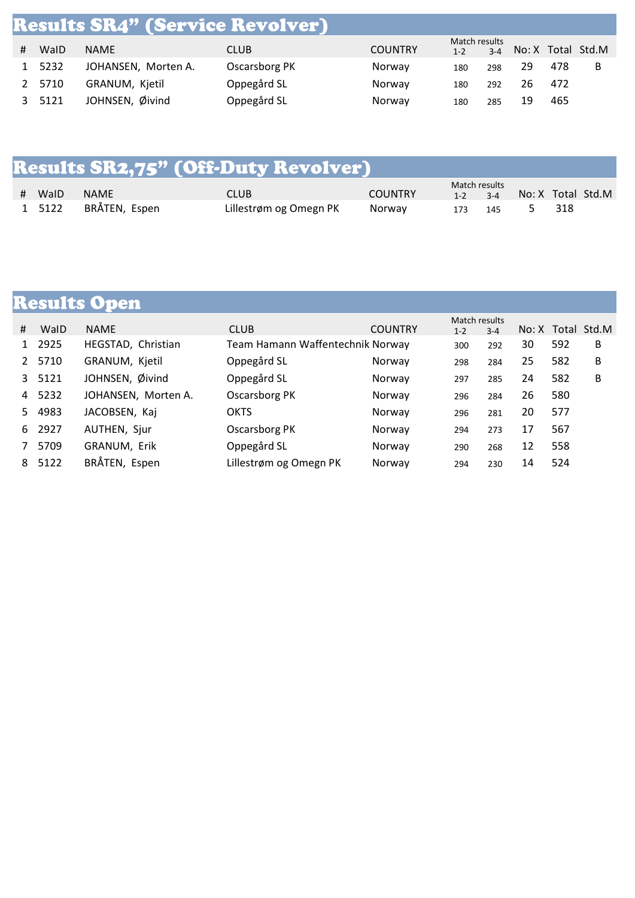## Results SR4” (Service Revolver)

| # | WaID | NAME | CLUB | COUNTRY | Match results 1-2 | 3-4 | No: X | Total | Std.M |
|---|---|---|---|---|---|---|---|---|---|
| 1 | 5232 | JOHANSEN, Morten A. | Oscarsborg PK | Norway | 180 | 298 | 29 | 478 | B |
| 2 | 5710 | GRANUM, Kjetil | Oppegård SL | Norway | 180 | 292 | 26 | 472 | |
| 3 | 5121 | JOHNSEN, Øivind | Oppegård SL | Norway | 180 | 285 | 19 | 465 | |

## Results SR2,75” (Off-Duty Revolver)

| # | WaID | NAME | CLUB | COUNTRY | Match results 1-2 | 3-4 | No: X | Total | Std.M |
|---|---|---|---|---|---|---|---|---|---|
| 1 | 5122 | BRÅTEN, Espen | Lillestrøm og Omegn PK | Norway | 173 | 145 | 5 | 318 | |

## Results Open

| # | WaID | NAME | CLUB | COUNTRY | Match results 1-2 | 3-4 | No: X | Total | Std.M |
|---|---|---|---|---|---|---|---|---|---|
| 1 | 2925 | HEGSTAD, Christian | Team Hamann Waffentechnik | Norway | 300 | 292 | 30 | 592 | B |
| 2 | 5710 | GRANUM, Kjetil | Oppegård SL | Norway | 298 | 284 | 25 | 582 | B |
| 3 | 5121 | JOHNSEN, Øivind | Oppegård SL | Norway | 297 | 285 | 24 | 582 | B |
| 4 | 5232 | JOHANSEN, Morten A. | Oscarsborg PK | Norway | 296 | 284 | 26 | 580 | |
| 5 | 4983 | JACOBSEN, Kaj | OKTS | Norway | 296 | 281 | 20 | 577 | |
| 6 | 2927 | AUTHEN, Sjur | Oscarsborg PK | Norway | 294 | 273 | 17 | 567 | |
| 7 | 5709 | GRANUM, Erik | Oppegård SL | Norway | 290 | 268 | 12 | 558 | |
| 8 | 5122 | BRÅTEN, Espen | Lillestrøm og Omegn PK | Norway | 294 | 230 | 14 | 524 | |